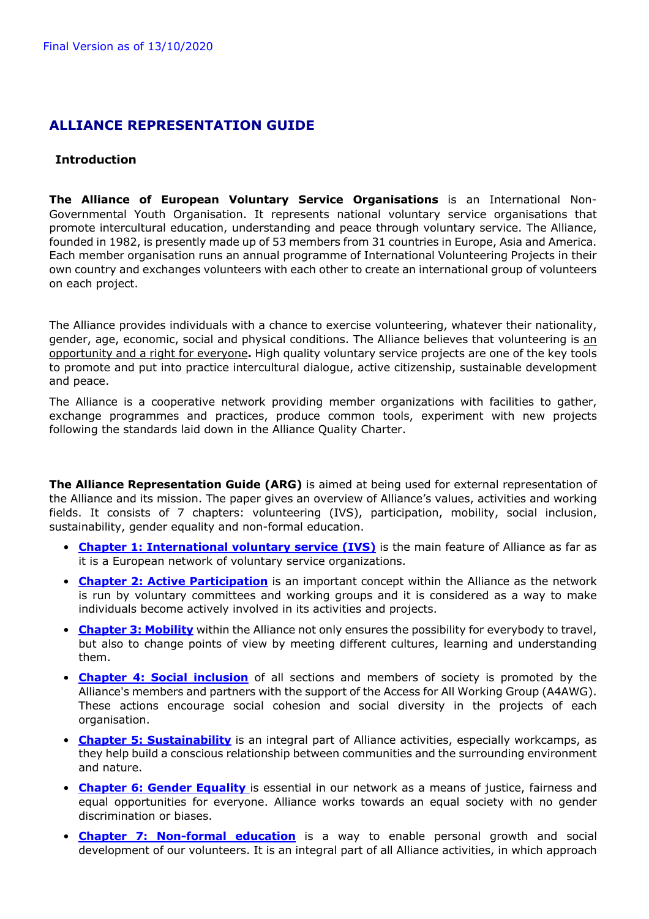Final Version as of 13/10/2020

# ALLIANCE REPRESENTATION GUIDE

## Introduction

**The Alliance of European Voluntary Service Organisations** is an International Non-Governmental Youth Organisation. It represents national voluntary service organisations that promote intercultural education, understanding and peace through voluntary service. The Alliance, founded in 1982, is presently made up of 53 members from 31 countries in Europe, Asia and America. Each member organisation runs an annual programme of International Volunteering Projects in their own country and exchanges volunteers with each other to create an international group of volunteers on each project.

The Alliance provides individuals with a chance to exercise volunteering, whatever their nationality, gender, age, economic, social and physical conditions. The Alliance believes that volunteering is <u>an opportunity and a right for everyone</u>**.** High quality voluntary service projects are one of the key tools to promote and put into practice intercultural dialogue, active citizenship, sustainable development and peace.

The Alliance is a cooperative network providing member organizations with facilities to gather, exchange programmes and practices, produce common tools, experiment with new projects following the standards laid down in the Alliance Quality Charter.

**The Alliance Representation Guide (ARG)** is aimed at being used for external representation of the Alliance and its mission. The paper gives an overview of Alliance's values, activities and working fields. It consists of 7 chapters: volunteering (IVS), participation, mobility, social inclusion, sustainability, gender equality and non-formal education.

- **Chapter 1: International voluntary service (IVS)** is the main feature of Alliance as far as it is a European network of voluntary service organizations.
- **Chapter 2: Active Participation** is an important concept within the Alliance as the network is run by voluntary committees and working groups and it is considered as a way to make individuals become actively involved in its activities and projects.
- **Chapter 3: Mobility** within the Alliance not only ensures the possibility for everybody to travel, but also to change points of view by meeting different cultures, learning and understanding them.
- **Chapter 4: Social inclusion** of all sections and members of society is promoted by the Alliance's members and partners with the support of the Access for All Working Group (A4AWG). These actions encourage social cohesion and social diversity in the projects of each organisation.
- **Chapter 5: Sustainability** is an integral part of Alliance activities, especially workcamps, as they help build a conscious relationship between communities and the surrounding environment and nature.
- **Chapter 6: Gender Equality** is essential in our network as a means of justice, fairness and equal opportunities for everyone. Alliance works towards an equal society with no gender discrimination or biases.
- **Chapter 7: Non-formal education** is a way to enable personal growth and social development of our volunteers. It is an integral part of all Alliance activities, in which approach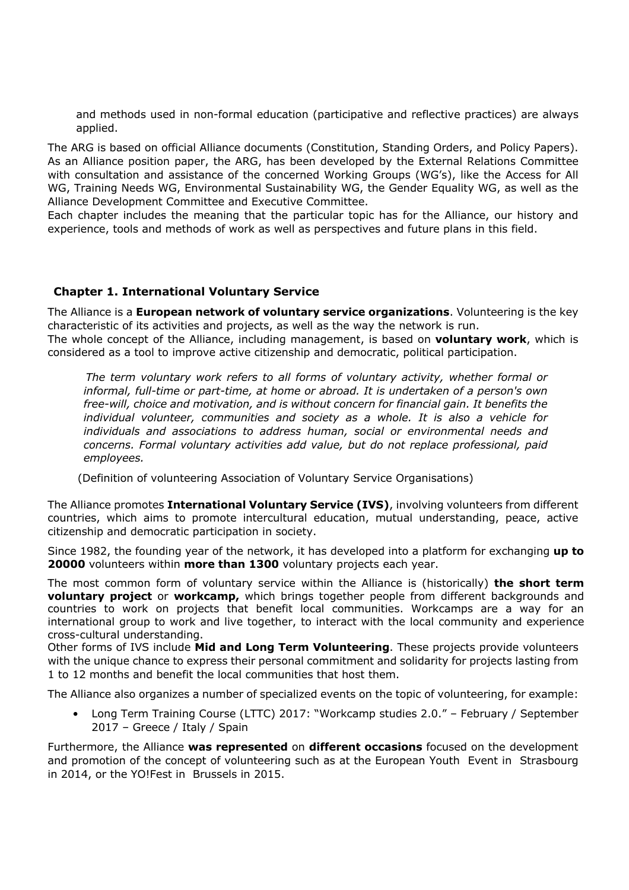and methods used in non-formal education (participative and reflective practices) are always applied.

The ARG is based on official Alliance documents (Constitution, Standing Orders, and Policy Papers). As an Alliance position paper, the ARG, has been developed by the External Relations Committee with consultation and assistance of the concerned Working Groups (WG's), like the Access for All WG, Training Needs WG, Environmental Sustainability WG, the Gender Equality WG, as well as the Alliance Development Committee and Executive Committee.

Each chapter includes the meaning that the particular topic has for the Alliance, our history and experience, tools and methods of work as well as perspectives and future plans in this field.

## Chapter 1. International Voluntary Service

The Alliance is a **European network of voluntary service organizations**. Volunteering is the key characteristic of its activities and projects, as well as the way the network is run.

The whole concept of the Alliance, including management, is based on **voluntary work**, which is considered as a tool to improve active citizenship and democratic, political participation.

> *The term voluntary work refers to all forms of voluntary activity, whether formal or informal, full-time or part-time, at home or abroad. It is undertaken of a person's own free-will, choice and motivation, and is without concern for financial gain. It benefits the individual volunteer, communities and society as a whole. It is also a vehicle for individuals and associations to address human, social or environmental needs and concerns. Formal voluntary activities add value, but do not replace professional, paid employees.*
>
> (Definition of volunteering Association of Voluntary Service Organisations)

The Alliance promotes **International Voluntary Service (IVS)**, involving volunteers from different countries, which aims to promote intercultural education, mutual understanding, peace, active citizenship and democratic participation in society.

Since 1982, the founding year of the network, it has developed into a platform for exchanging **up to 20000** volunteers within **more than 1300** voluntary projects each year.

The most common form of voluntary service within the Alliance is (historically) **the short term voluntary project** or **workcamp,** which brings together people from different backgrounds and countries to work on projects that benefit local communities. Workcamps are a way for an international group to work and live together, to interact with the local community and experience cross-cultural understanding.

Other forms of IVS include **Mid and Long Term Volunteering**. These projects provide volunteers with the unique chance to express their personal commitment and solidarity for projects lasting from 1 to 12 months and benefit the local communities that host them.

The Alliance also organizes a number of specialized events on the topic of volunteering, for example:

- Long Term Training Course (LTTC) 2017: "Workcamp studies 2.0." – February / September 2017 – Greece / Italy / Spain

Furthermore, the Alliance **was represented** on **different occasions** focused on the development and promotion of the concept of volunteering such as at the European Youth Event in Strasbourg in 2014, or the YO!Fest in Brussels in 2015.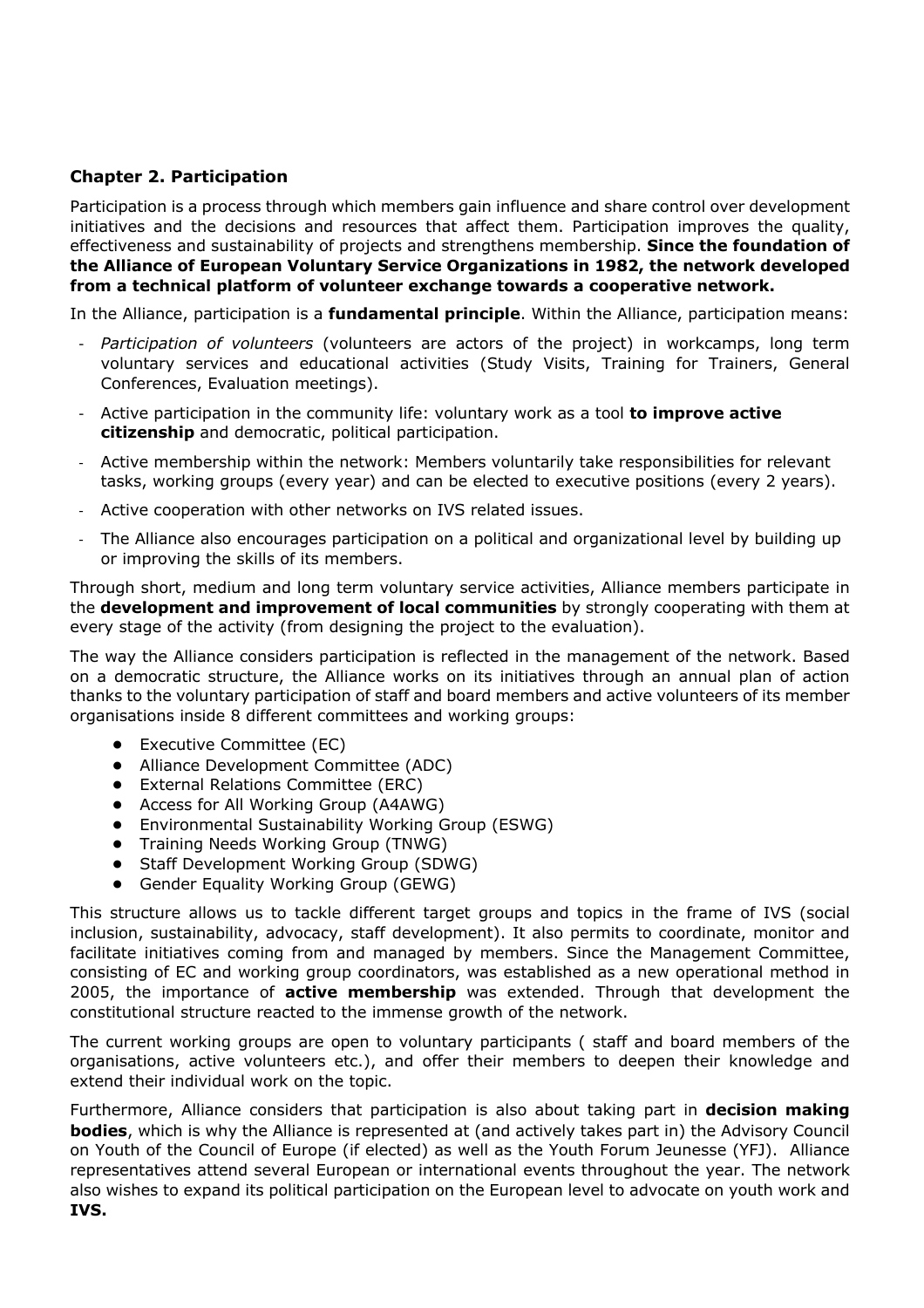## Chapter 2. Participation

Participation is a process through which members gain influence and share control over development initiatives and the decisions and resources that affect them. Participation improves the quality, effectiveness and sustainability of projects and strengthens membership. **Since the foundation of the Alliance of European Voluntary Service Organizations in 1982, the network developed from a technical platform of volunteer exchange towards a cooperative network.**

In the Alliance, participation is a **fundamental principle**. Within the Alliance, participation means:

- *Participation of volunteers* (volunteers are actors of the project) in workcamps, long term voluntary services and educational activities (Study Visits, Training for Trainers, General Conferences, Evaluation meetings).
- Active participation in the community life: voluntary work as a tool **to improve active citizenship** and democratic, political participation.
- Active membership within the network: Members voluntarily take responsibilities for relevant tasks, working groups (every year) and can be elected to executive positions (every 2 years).
- Active cooperation with other networks on IVS related issues.
- The Alliance also encourages participation on a political and organizational level by building up or improving the skills of its members.

Through short, medium and long term voluntary service activities, Alliance members participate in the **development and improvement of local communities** by strongly cooperating with them at every stage of the activity (from designing the project to the evaluation).

The way the Alliance considers participation is reflected in the management of the network. Based on a democratic structure, the Alliance works on its initiatives through an annual plan of action thanks to the voluntary participation of staff and board members and active volunteers of its member organisations inside 8 different committees and working groups:

- Executive Committee (EC)
- Alliance Development Committee (ADC)
- External Relations Committee (ERC)
- Access for All Working Group (A4AWG)
- Environmental Sustainability Working Group (ESWG)
- Training Needs Working Group (TNWG)
- Staff Development Working Group (SDWG)
- Gender Equality Working Group (GEWG)

This structure allows us to tackle different target groups and topics in the frame of IVS (social inclusion, sustainability, advocacy, staff development). It also permits to coordinate, monitor and facilitate initiatives coming from and managed by members. Since the Management Committee, consisting of EC and working group coordinators, was established as a new operational method in 2005, the importance of **active membership** was extended. Through that development the constitutional structure reacted to the immense growth of the network.

The current working groups are open to voluntary participants ( staff and board members of the organisations, active volunteers etc.), and offer their members to deepen their knowledge and extend their individual work on the topic.

Furthermore, Alliance considers that participation is also about taking part in **decision making bodies**, which is why the Alliance is represented at (and actively takes part in) the Advisory Council on Youth of the Council of Europe (if elected) as well as the Youth Forum Jeunesse (YFJ). Alliance representatives attend several European or international events throughout the year. The network also wishes to expand its political participation on the European level to advocate on youth work and **IVS.**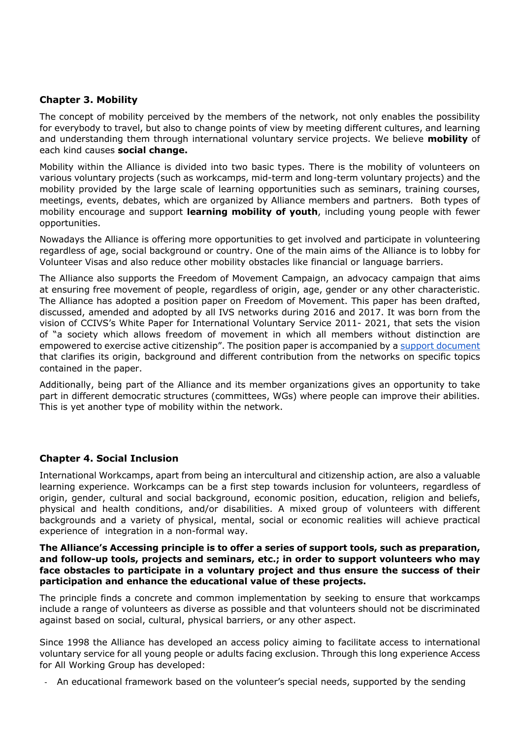## Chapter 3. Mobility

The concept of mobility perceived by the members of the network, not only enables the possibility for everybody to travel, but also to change points of view by meeting different cultures, and learning and understanding them through international voluntary service projects. We believe **mobility** of each kind causes **social change.**

Mobility within the Alliance is divided into two basic types. There is the mobility of volunteers on various voluntary projects (such as workcamps, mid-term and long-term voluntary projects) and the mobility provided by the large scale of learning opportunities such as seminars, training courses, meetings, events, debates, which are organized by Alliance members and partners. Both types of mobility encourage and support **learning mobility of youth**, including young people with fewer opportunities.

Nowadays the Alliance is offering more opportunities to get involved and participate in volunteering regardless of age, social background or country. One of the main aims of the Alliance is to lobby for Volunteer Visas and also reduce other mobility obstacles like financial or language barriers.

The Alliance also supports the Freedom of Movement Campaign, an advocacy campaign that aims at ensuring free movement of people, regardless of origin, age, gender or any other characteristic. The Alliance has adopted a position paper on Freedom of Movement. This paper has been drafted, discussed, amended and adopted by all IVS networks during 2016 and 2017. It was born from the vision of CCIVS's White Paper for International Voluntary Service 2011- 2021, that sets the vision of "a society which allows freedom of movement in which all members without distinction are empowered to exercise active citizenship". The position paper is accompanied by a support document that clarifies its origin, background and different contribution from the networks on specific topics contained in the paper.

Additionally, being part of the Alliance and its member organizations gives an opportunity to take part in different democratic structures (committees, WGs) where people can improve their abilities. This is yet another type of mobility within the network.

## Chapter 4. Social Inclusion

International Workcamps, apart from being an intercultural and citizenship action, are also a valuable learning experience. Workcamps can be a first step towards inclusion for volunteers, regardless of origin, gender, cultural and social background, economic position, education, religion and beliefs, physical and health conditions, and/or disabilities. A mixed group of volunteers with different backgrounds and a variety of physical, mental, social or economic realities will achieve practical experience of integration in a non-formal way.

**The Alliance's Accessing principle is to offer a series of support tools, such as preparation, and follow-up tools, projects and seminars, etc.; in order to support volunteers who may face obstacles to participate in a voluntary project and thus ensure the success of their participation and enhance the educational value of these projects.**

The principle finds a concrete and common implementation by seeking to ensure that workcamps include a range of volunteers as diverse as possible and that volunteers should not be discriminated against based on social, cultural, physical barriers, or any other aspect.

Since 1998 the Alliance has developed an access policy aiming to facilitate access to international voluntary service for all young people or adults facing exclusion. Through this long experience Access for All Working Group has developed:

- An educational framework based on the volunteer's special needs, supported by the sending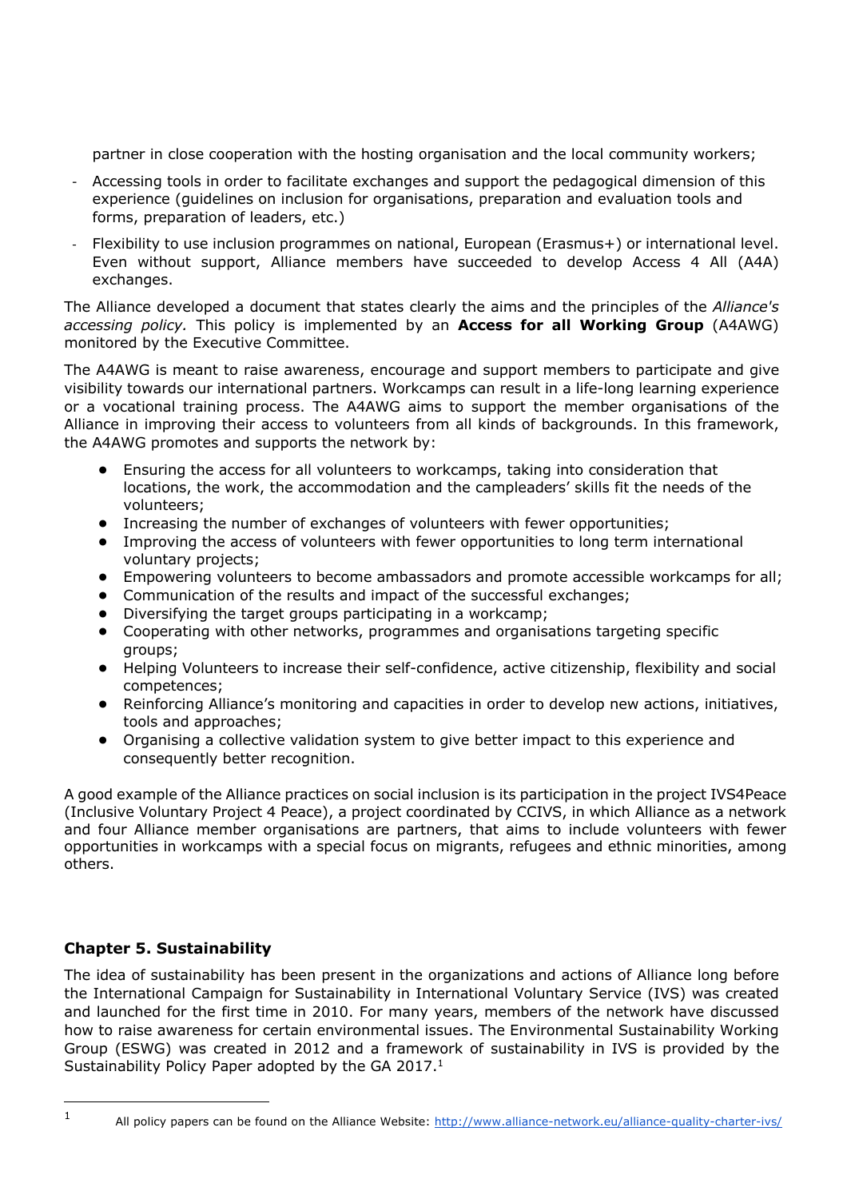partner in close cooperation with the hosting organisation and the local community workers;

- Accessing tools in order to facilitate exchanges and support the pedagogical dimension of this experience (guidelines on inclusion for organisations, preparation and evaluation tools and forms, preparation of leaders, etc.)
- Flexibility to use inclusion programmes on national, European (Erasmus+) or international level. Even without support, Alliance members have succeeded to develop Access 4 All (A4A) exchanges.

The Alliance developed a document that states clearly the aims and the principles of the *Alliance's accessing policy.* This policy is implemented by an **Access for all Working Group** (A4AWG) monitored by the Executive Committee.

The A4AWG is meant to raise awareness, encourage and support members to participate and give visibility towards our international partners. Workcamps can result in a life-long learning experience or a vocational training process. The A4AWG aims to support the member organisations of the Alliance in improving their access to volunteers from all kinds of backgrounds. In this framework, the A4AWG promotes and supports the network by:

- Ensuring the access for all volunteers to workcamps, taking into consideration that locations, the work, the accommodation and the campleaders' skills fit the needs of the volunteers;
- Increasing the number of exchanges of volunteers with fewer opportunities;
- Improving the access of volunteers with fewer opportunities to long term international voluntary projects;
- Empowering volunteers to become ambassadors and promote accessible workcamps for all;
- Communication of the results and impact of the successful exchanges;
- Diversifying the target groups participating in a workcamp;
- Cooperating with other networks, programmes and organisations targeting specific groups;
- Helping Volunteers to increase their self-confidence, active citizenship, flexibility and social competences;
- Reinforcing Alliance's monitoring and capacities in order to develop new actions, initiatives, tools and approaches;
- Organising a collective validation system to give better impact to this experience and consequently better recognition.

A good example of the Alliance practices on social inclusion is its participation in the project IVS4Peace (Inclusive Voluntary Project 4 Peace), a project coordinated by CCIVS, in which Alliance as a network and four Alliance member organisations are partners, that aims to include volunteers with fewer opportunities in workcamps with a special focus on migrants, refugees and ethnic minorities, among others.

## Chapter 5. Sustainability

The idea of sustainability has been present in the organizations and actions of Alliance long before the International Campaign for Sustainability in International Voluntary Service (IVS) was created and launched for the first time in 2010. For many years, members of the network have discussed how to raise awareness for certain environmental issues. The Environmental Sustainability Working Group (ESWG) was created in 2012 and a framework of sustainability in IVS is provided by the Sustainability Policy Paper adopted by the GA 2017.[1]

[1] All policy papers can be found on the Alliance Website: http://www.alliance-network.eu/alliance-quality-charter-ivs/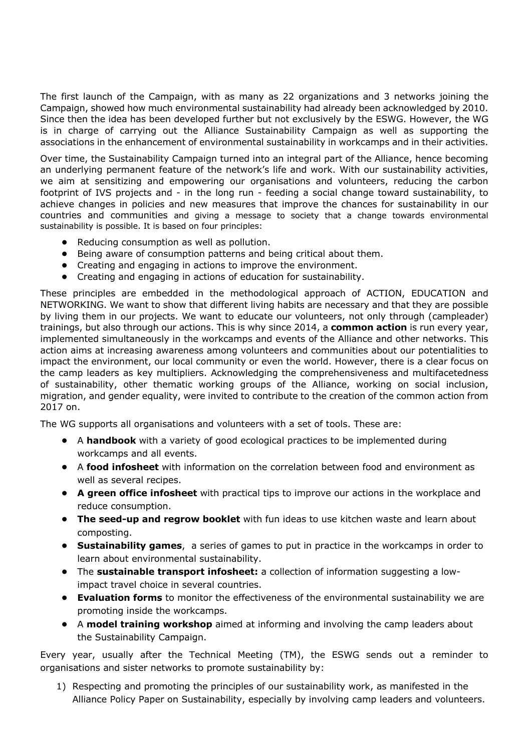The first launch of the Campaign, with as many as 22 organizations and 3 networks joining the Campaign, showed how much environmental sustainability had already been acknowledged by 2010. Since then the idea has been developed further but not exclusively by the ESWG. However, the WG is in charge of carrying out the Alliance Sustainability Campaign as well as supporting the associations in the enhancement of environmental sustainability in workcamps and in their activities.

Over time, the Sustainability Campaign turned into an integral part of the Alliance, hence becoming an underlying permanent feature of the network's life and work. With our sustainability activities, we aim at sensitizing and empowering our organisations and volunteers, reducing the carbon footprint of IVS projects and - in the long run - feeding a social change toward sustainability, to achieve changes in policies and new measures that improve the chances for sustainability in our countries and communities and giving a message to society that a change towards environmental sustainability is possible. It is based on four principles:

- Reducing consumption as well as pollution.
- Being aware of consumption patterns and being critical about them.
- Creating and engaging in actions to improve the environment.
- Creating and engaging in actions of education for sustainability.

These principles are embedded in the methodological approach of ACTION, EDUCATION and NETWORKING. We want to show that different living habits are necessary and that they are possible by living them in our projects. We want to educate our volunteers, not only through (campleader) trainings, but also through our actions. This is why since 2014, a **common action** is run every year, implemented simultaneously in the workcamps and events of the Alliance and other networks. This action aims at increasing awareness among volunteers and communities about our potentialities to impact the environment, our local community or even the world. However, there is a clear focus on the camp leaders as key multipliers. Acknowledging the comprehensiveness and multifacetedness of sustainability, other thematic working groups of the Alliance, working on social inclusion, migration, and gender equality, were invited to contribute to the creation of the common action from 2017 on.

The WG supports all organisations and volunteers with a set of tools. These are:

- A **handbook** with a variety of good ecological practices to be implemented during workcamps and all events.
- A **food infosheet** with information on the correlation between food and environment as well as several recipes.
- **A green office infosheet** with practical tips to improve our actions in the workplace and reduce consumption.
- **The seed-up and regrow booklet** with fun ideas to use kitchen waste and learn about composting.
- **Sustainability games**, a series of games to put in practice in the workcamps in order to learn about environmental sustainability.
- The **sustainable transport infosheet:** a collection of information suggesting a low-impact travel choice in several countries.
- **Evaluation forms** to monitor the effectiveness of the environmental sustainability we are promoting inside the workcamps.
- A **model training workshop** aimed at informing and involving the camp leaders about the Sustainability Campaign.

Every year, usually after the Technical Meeting (TM), the ESWG sends out a reminder to organisations and sister networks to promote sustainability by:

1) Respecting and promoting the principles of our sustainability work, as manifested in the Alliance Policy Paper on Sustainability, especially by involving camp leaders and volunteers.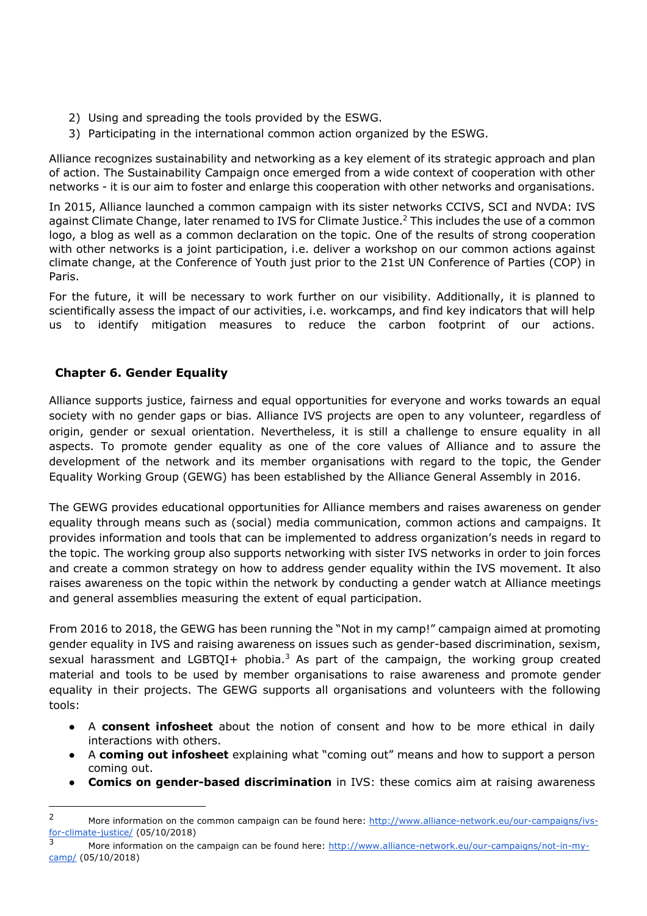2) Using and spreading the tools provided by the ESWG.
3) Participating in the international common action organized by the ESWG.

Alliance recognizes sustainability and networking as a key element of its strategic approach and plan of action. The Sustainability Campaign once emerged from a wide context of cooperation with other networks - it is our aim to foster and enlarge this cooperation with other networks and organisations.

In 2015, Alliance launched a common campaign with its sister networks CCIVS, SCI and NVDA: IVS against Climate Change, later renamed to IVS for Climate Justice.[2] This includes the use of a common logo, a blog as well as a common declaration on the topic. One of the results of strong cooperation with other networks is a joint participation, i.e. deliver a workshop on our common actions against climate change, at the Conference of Youth just prior to the 21st UN Conference of Parties (COP) in Paris.

For the future, it will be necessary to work further on our visibility. Additionally, it is planned to scientifically assess the impact of our activities, i.e. workcamps, and find key indicators that will help us to identify mitigation measures to reduce the carbon footprint of our actions.

## Chapter 6. Gender Equality

Alliance supports justice, fairness and equal opportunities for everyone and works towards an equal society with no gender gaps or bias. Alliance IVS projects are open to any volunteer, regardless of origin, gender or sexual orientation. Nevertheless, it is still a challenge to ensure equality in all aspects. To promote gender equality as one of the core values of Alliance and to assure the development of the network and its member organisations with regard to the topic, the Gender Equality Working Group (GEWG) has been established by the Alliance General Assembly in 2016.

The GEWG provides educational opportunities for Alliance members and raises awareness on gender equality through means such as (social) media communication, common actions and campaigns. It provides information and tools that can be implemented to address organization's needs in regard to the topic. The working group also supports networking with sister IVS networks in order to join forces and create a common strategy on how to address gender equality within the IVS movement. It also raises awareness on the topic within the network by conducting a gender watch at Alliance meetings and general assemblies measuring the extent of equal participation.

From 2016 to 2018, the GEWG has been running the "Not in my camp!" campaign aimed at promoting gender equality in IVS and raising awareness on issues such as gender-based discrimination, sexism, sexual harassment and LGBTQI+ phobia.[3] As part of the campaign, the working group created material and tools to be used by member organisations to raise awareness and promote gender equality in their projects. The GEWG supports all organisations and volunteers with the following tools:

- A **consent infosheet** about the notion of consent and how to be more ethical in daily interactions with others.
- A **coming out infosheet** explaining what "coming out" means and how to support a person coming out.
- **Comics on gender-based discrimination** in IVS: these comics aim at raising awareness

---

[2] More information on the common campaign can be found here: http://www.alliance-network.eu/our-campaigns/ivs-for-climate-justice/ (05/10/2018)

[3] More information on the campaign can be found here: http://www.alliance-network.eu/our-campaigns/not-in-my-camp/ (05/10/2018)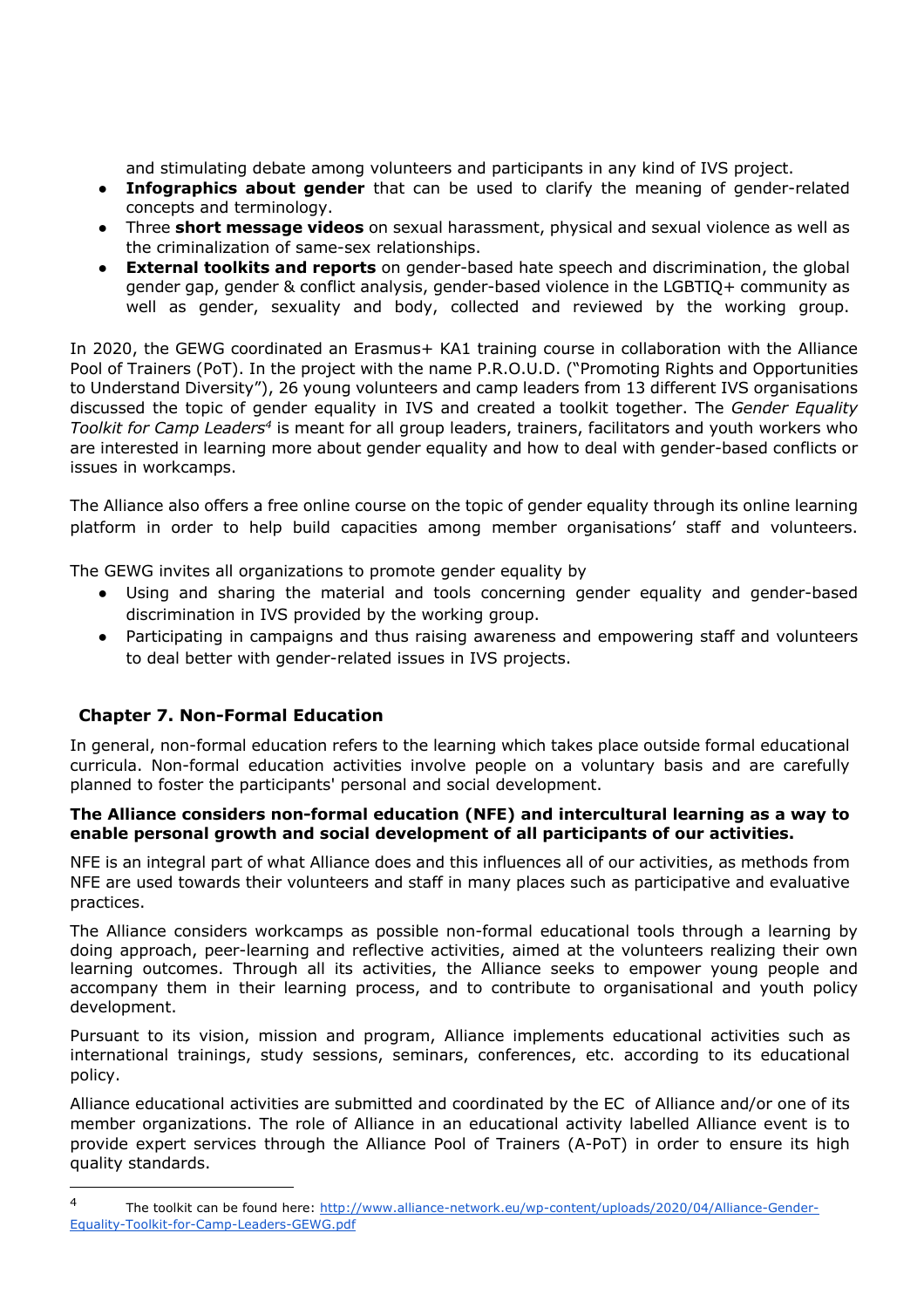and stimulating debate among volunteers and participants in any kind of IVS project.

- **Infographics about gender** that can be used to clarify the meaning of gender-related concepts and terminology.
- Three **short message videos** on sexual harassment, physical and sexual violence as well as the criminalization of same-sex relationships.
- **External toolkits and reports** on gender-based hate speech and discrimination, the global gender gap, gender & conflict analysis, gender-based violence in the LGBTIQ+ community as well as gender, sexuality and body, collected and reviewed by the working group.

In 2020, the GEWG coordinated an Erasmus+ KA1 training course in collaboration with the Alliance Pool of Trainers (PoT). In the project with the name P.R.O.U.D. ("Promoting Rights and Opportunities to Understand Diversity"), 26 young volunteers and camp leaders from 13 different IVS organisations discussed the topic of gender equality in IVS and created a toolkit together. The *Gender Equality Toolkit for Camp Leaders*[4] is meant for all group leaders, trainers, facilitators and youth workers who are interested in learning more about gender equality and how to deal with gender-based conflicts or issues in workcamps.

The Alliance also offers a free online course on the topic of gender equality through its online learning platform in order to help build capacities among member organisations' staff and volunteers.

The GEWG invites all organizations to promote gender equality by

- Using and sharing the material and tools concerning gender equality and gender-based discrimination in IVS provided by the working group.
- Participating in campaigns and thus raising awareness and empowering staff and volunteers to deal better with gender-related issues in IVS projects.

## Chapter 7. Non-Formal Education

In general, non-formal education refers to the learning which takes place outside formal educational curricula. Non-formal education activities involve people on a voluntary basis and are carefully planned to foster the participants' personal and social development.

**The Alliance considers non-formal education (NFE) and intercultural learning as a way to enable personal growth and social development of all participants of our activities.**

NFE is an integral part of what Alliance does and this influences all of our activities, as methods from NFE are used towards their volunteers and staff in many places such as participative and evaluative practices.

The Alliance considers workcamps as possible non-formal educational tools through a learning by doing approach, peer-learning and reflective activities, aimed at the volunteers realizing their own learning outcomes. Through all its activities, the Alliance seeks to empower young people and accompany them in their learning process, and to contribute to organisational and youth policy development.

Pursuant to its vision, mission and program, Alliance implements educational activities such as international trainings, study sessions, seminars, conferences, etc. according to its educational policy.

Alliance educational activities are submitted and coordinated by the EC of Alliance and/or one of its member organizations. The role of Alliance in an educational activity labelled Alliance event is to provide expert services through the Alliance Pool of Trainers (A-PoT) in order to ensure its high quality standards.

---

[4] The toolkit can be found here: http://www.alliance-network.eu/wp-content/uploads/2020/04/Alliance-Gender-Equality-Toolkit-for-Camp-Leaders-GEWG.pdf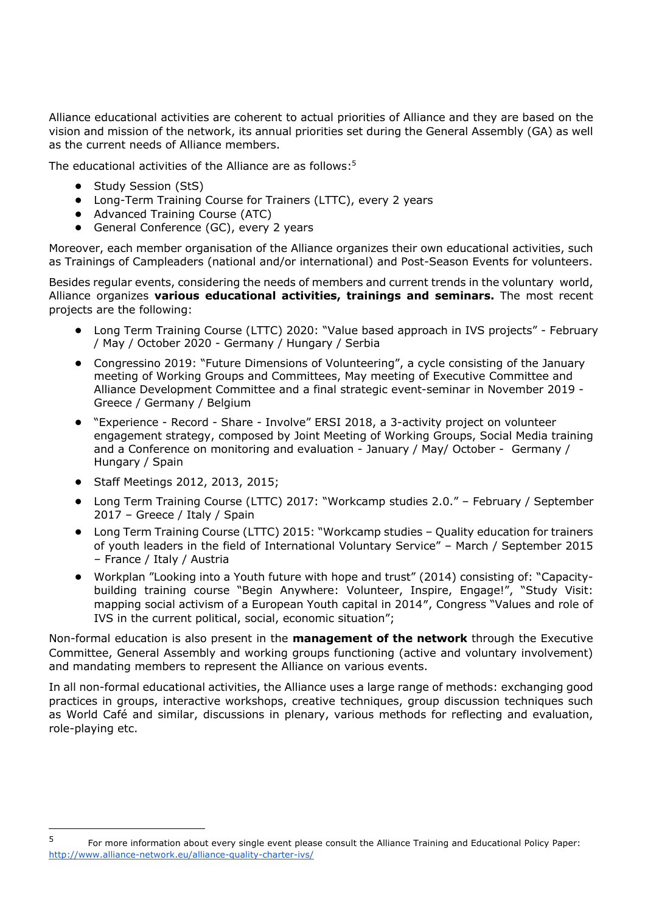Alliance educational activities are coherent to actual priorities of Alliance and they are based on the vision and mission of the network, its annual priorities set during the General Assembly (GA) as well as the current needs of Alliance members.

The educational activities of the Alliance are as follows:[5]

- Study Session (StS)
- Long-Term Training Course for Trainers (LTTC), every 2 years
- Advanced Training Course (ATC)
- General Conference (GC), every 2 years

Moreover, each member organisation of the Alliance organizes their own educational activities, such as Trainings of Campleaders (national and/or international) and Post-Season Events for volunteers.

Besides regular events, considering the needs of members and current trends in the voluntary world, Alliance organizes **various educational activities, trainings and seminars.** The most recent projects are the following:

- Long Term Training Course (LTTC) 2020: "Value based approach in IVS projects" - February / May / October 2020 - Germany / Hungary / Serbia
- Congressino 2019: "Future Dimensions of Volunteering", a cycle consisting of the January meeting of Working Groups and Committees, May meeting of Executive Committee and Alliance Development Committee and a final strategic event-seminar in November 2019 - Greece / Germany / Belgium
- "Experience - Record - Share - Involve" ERSI 2018, a 3-activity project on volunteer engagement strategy, composed by Joint Meeting of Working Groups, Social Media training and a Conference on monitoring and evaluation - January / May/ October - Germany / Hungary / Spain
- Staff Meetings 2012, 2013, 2015;
- Long Term Training Course (LTTC) 2017: "Workcamp studies 2.0." – February / September 2017 – Greece / Italy / Spain
- Long Term Training Course (LTTC) 2015: "Workcamp studies – Quality education for trainers of youth leaders in the field of International Voluntary Service" – March / September 2015 – France / Italy / Austria
- Workplan "Looking into a Youth future with hope and trust" (2014) consisting of: "Capacity-building training course "Begin Anywhere: Volunteer, Inspire, Engage!", "Study Visit: mapping social activism of a European Youth capital in 2014", Congress "Values and role of IVS in the current political, social, economic situation";

Non-formal education is also present in the **management of the network** through the Executive Committee, General Assembly and working groups functioning (active and voluntary involvement) and mandating members to represent the Alliance on various events.

In all non-formal educational activities, the Alliance uses a large range of methods: exchanging good practices in groups, interactive workshops, creative techniques, group discussion techniques such as World Café and similar, discussions in plenary, various methods for reflecting and evaluation, role-playing etc.

[5] For more information about every single event please consult the Alliance Training and Educational Policy Paper: http://www.alliance-network.eu/alliance-quality-charter-ivs/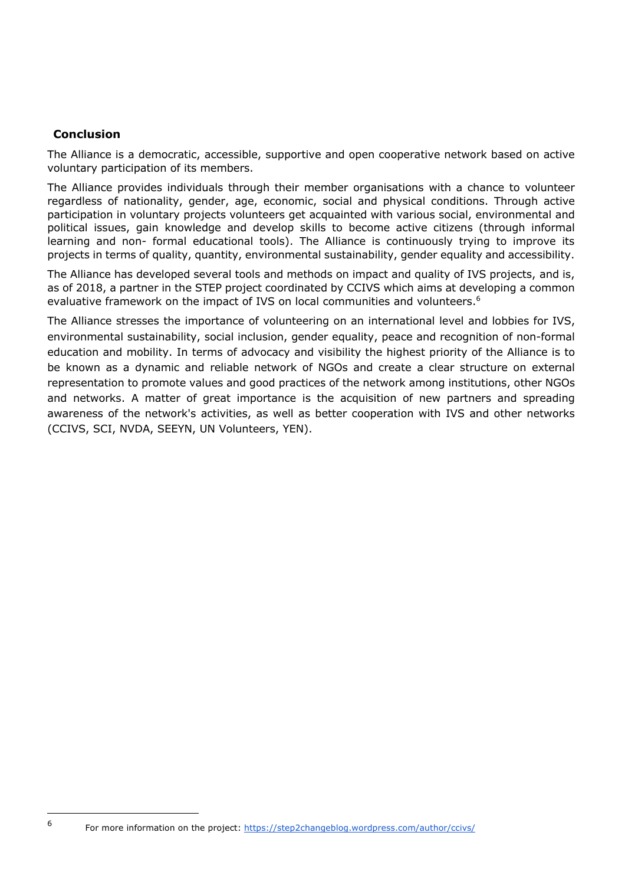## Conclusion

The Alliance is a democratic, accessible, supportive and open cooperative network based on active voluntary participation of its members.

The Alliance provides individuals through their member organisations with a chance to volunteer regardless of nationality, gender, age, economic, social and physical conditions. Through active participation in voluntary projects volunteers get acquainted with various social, environmental and political issues, gain knowledge and develop skills to become active citizens (through informal learning and non- formal educational tools). The Alliance is continuously trying to improve its projects in terms of quality, quantity, environmental sustainability, gender equality and accessibility.

The Alliance has developed several tools and methods on impact and quality of IVS projects, and is, as of 2018, a partner in the STEP project coordinated by CCIVS which aims at developing a common evaluative framework on the impact of IVS on local communities and volunteers.[6]

The Alliance stresses the importance of volunteering on an international level and lobbies for IVS, environmental sustainability, social inclusion, gender equality, peace and recognition of non-formal education and mobility. In terms of advocacy and visibility the highest priority of the Alliance is to be known as a dynamic and reliable network of NGOs and create a clear structure on external representation to promote values and good practices of the network among institutions, other NGOs and networks. A matter of great importance is the acquisition of new partners and spreading awareness of the network's activities, as well as better cooperation with IVS and other networks (CCIVS, SCI, NVDA, SEEYN, UN Volunteers, YEN).

---

[6] For more information on the project: https://step2changeblog.wordpress.com/author/ccivs/